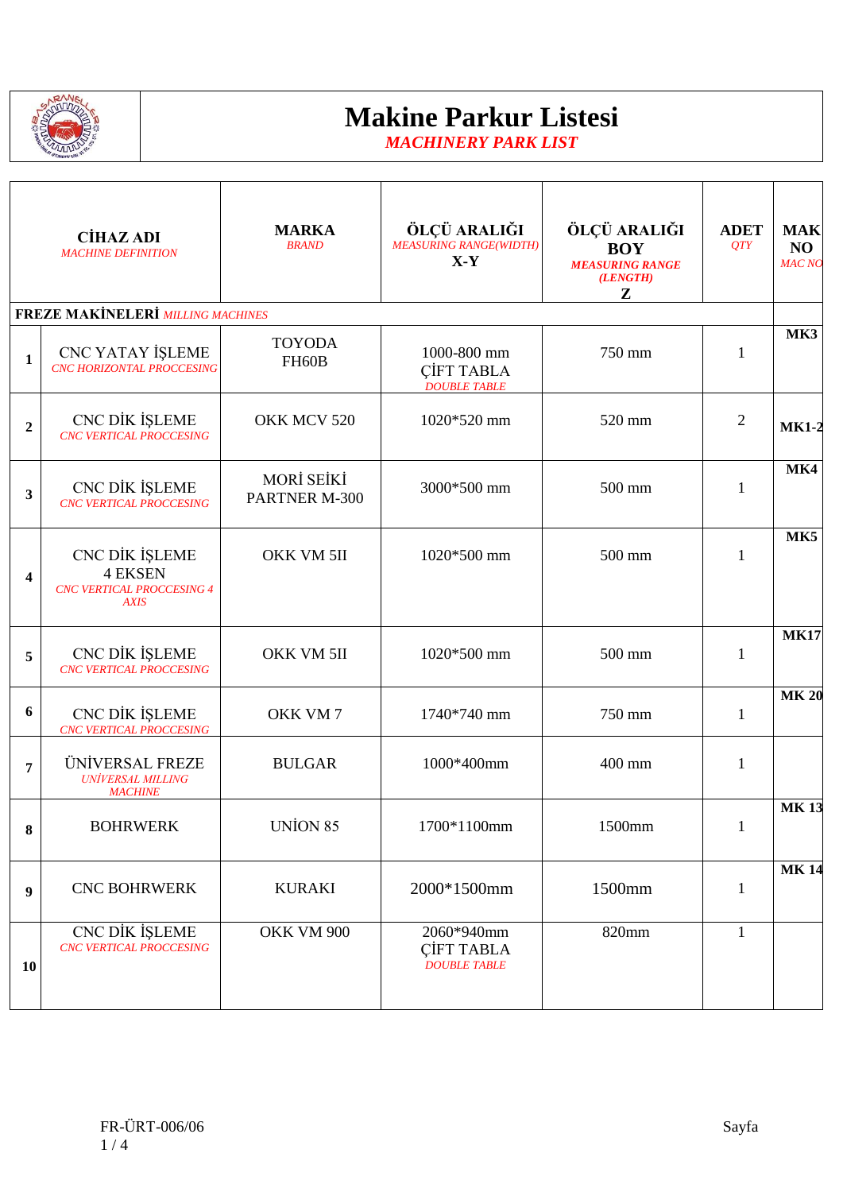# Makine Parkur Listesi

## *MACHINERY PARK LIST*

| | CİHAZ ADI *MACHINE DEFINITION* | MARKA *BRAND* | ÖLÇÜ ARALIĞI *MEASURING RANGE(WIDTH)* X-Y | ÖLÇÜ ARALIĞI BOY *MEASURING RANGE (LENGTH)* Z | ADET *QTY* | MAK NO *MAC NO* |
|---|---|---|---|---|---|---|
| **FREZE MAKİNELERİ** *MILLING MACHINES* | | | | | | |
| **1** | CNC YATAY İŞLEME *CNC HORIZONTAL PROCCESING* | TOYODA FH60B | 1000-800 mm ÇİFT TABLA *DOUBLE TABLE* | 750 mm | 1 | **MK3** |
| **2** | CNC DİK İŞLEME *CNC VERTICAL PROCCESING* | OKK MCV 520 | 1020*520 mm | 520 mm | 2 | **MK1-2** |
| **3** | CNC DİK İŞLEME *CNC VERTICAL PROCCESING* | MORİ SEİKİ PARTNER M-300 | 3000*500 mm | 500 mm | 1 | **MK4** |
| **4** | CNC DİK İŞLEME 4 EKSEN *CNC VERTICAL PROCCESING 4 AXIS* | OKK VM 5II | 1020*500 mm | 500 mm | 1 | **MK5** |
| **5** | CNC DİK İŞLEME *CNC VERTICAL PROCCESING* | OKK VM 5II | 1020*500 mm | 500 mm | 1 | **MK17** |
| **6** | CNC DİK İŞLEME *CNC VERTICAL PROCCESING* | OKK VM 7 | 1740*740 mm | 750 mm | 1 | **MK 20** |
| **7** | ÜNİVERSAL FREZE *UNİVERSAL MILLING MACHINE* | BULGAR | 1000*400mm | 400 mm | 1 | |
| **8** | BOHRWERK | UNİON 85 | 1700*1100mm | 1500mm | 1 | **MK 13** |
| **9** | CNC BOHRWERK | KURAKI | 2000*1500mm | 1500mm | 1 | **MK 14** |
| **10** | CNC DİK İŞLEME *CNC VERTICAL PROCCESING* | OKK VM 900 | 2060*940mm ÇİFT TABLA *DOUBLE TABLE* | 820mm | 1 | |

FR-ÜRT-006/06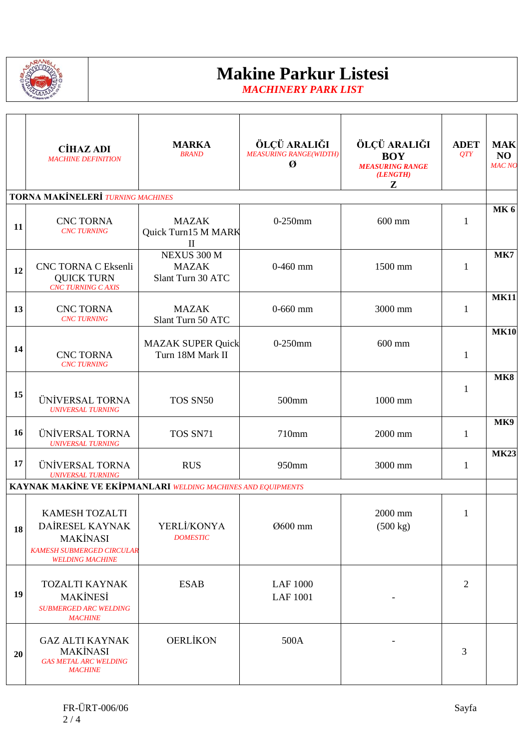# Makine Parkur Listesi

*MACHINERY PARK LIST*

| | CİHAZ ADI *MACHINE DEFINITION* | MARKA *BRAND* | ÖLÇÜ ARALIĞI *MEASURING RANGE(WIDTH)* Ø | ÖLÇÜ ARALIĞI BOY *MEASURING RANGE (LENGTH)* Z | ADET *QTY* | MAK NO *MAC NO* |
|---|---|---|---|---|---|---|
| **TORNA MAKİNELERİ** *TURNING MACHINES* | | | | | | |
| **11** | CNC TORNA *CNC TURNING* | MAZAK Quick Turn15 M MARK II | 0-250mm | 600 mm | 1 | **MK 6** |
| **12** | CNC TORNA C Eksenli QUICK TURN *CNC TURNING C AXIS* | NEXUS 300 M MAZAK Slant Turn 30 ATC | 0-460 mm | 1500 mm | 1 | **MK7** |
| **13** | CNC TORNA *CNC TURNING* | MAZAK Slant Turn 50 ATC | 0-660 mm | 3000 mm | 1 | **MK11** |
| **14** | CNC TORNA *CNC TURNING* | MAZAK SUPER Quick Turn 18M Mark II | 0-250mm | 600 mm | 1 | **MK10** |
| **15** | ÜNİVERSAL TORNA *UNIVERSAL TURNING* | TOS SN50 | 500mm | 1000 mm | 1 | **MK8** |
| **16** | ÜNİVERSAL TORNA *UNIVERSAL TURNING* | TOS SN71 | 710mm | 2000 mm | 1 | **MK9** |
| **17** | ÜNİVERSAL TORNA *UNIVERSAL TURNING* | RUS | 950mm | 3000 mm | 1 | **MK23** |
| **KAYNAK MAKİNE VE EKİPMANLARI** *WELDING MACHINES AND EQUIPMENTS* | | | | | | |
| **18** | KAMESH TOZALTI DAİRESEL KAYNAK MAKİNASI *KAMESH SUBMERGED CIRCULAR WELDING MACHINE* | YERLİ/KONYA *DOMESTIC* | Ø600 mm | 2000 mm (500 kg) | 1 | |
| **19** | TOZALTI KAYNAK MAKİNESİ *SUBMERGED ARC WELDING MACHINE* | ESAB | LAF 1000 LAF 1001 | - | 2 | |
| **20** | GAZ ALTI KAYNAK MAKİNASI *GAS METAL ARC WELDING MACHINE* | OERLİKON | 500A | - | 3 | |

FR-ÜRT-006/06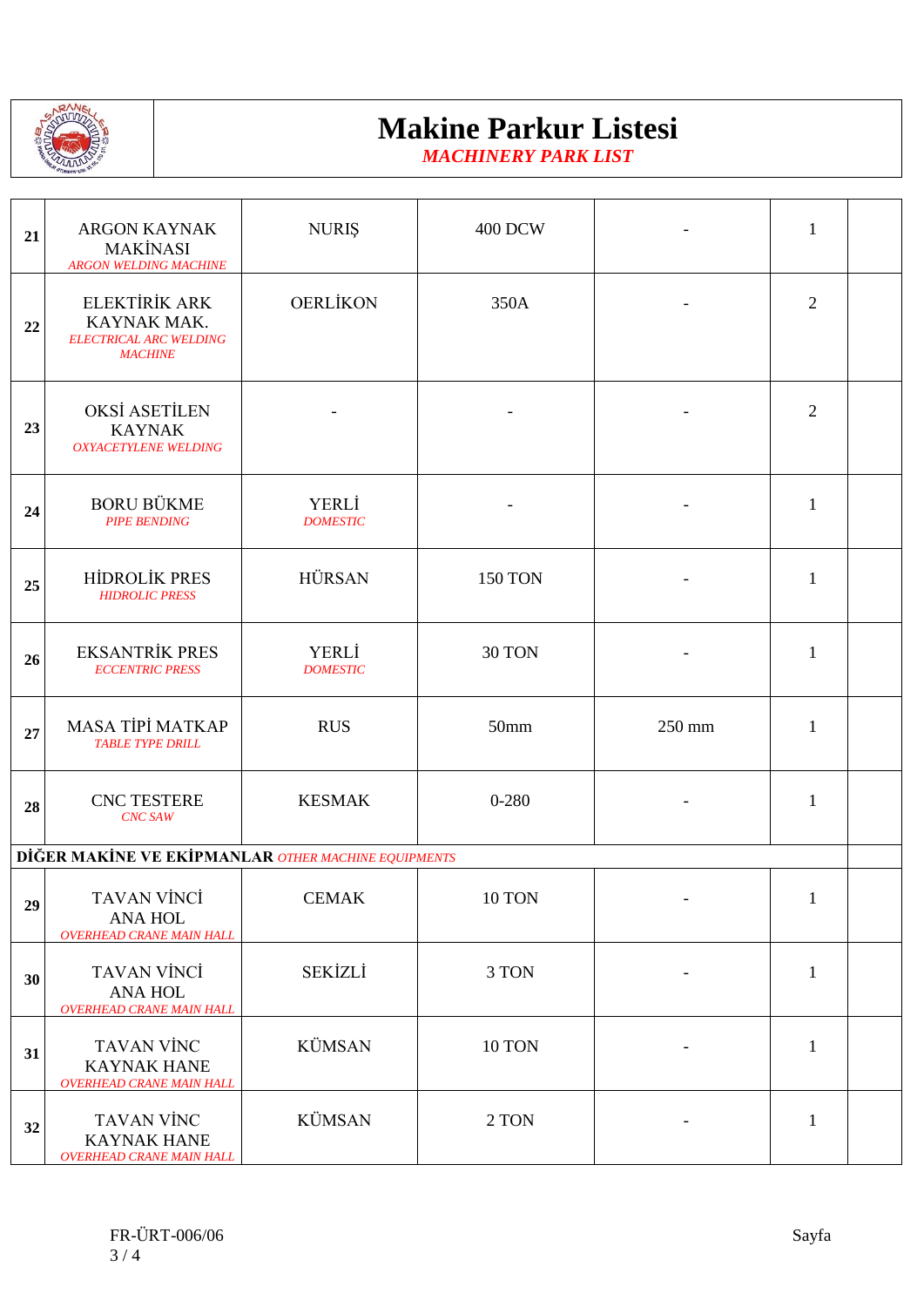# Makine Parkur Listesi

*MACHINERY PARK LIST*

| | | | | | | |
|---|---|---|---|---|---|---|
| **21** | ARGON KAYNAK MAKİNASI *ARGON WELDING MACHINE* | NURIŞ | 400 DCW | - | 1 | |
| **22** | ELEKTİRİK ARK KAYNAK MAK. *ELECTRICAL ARC WELDING MACHINE* | OERLİKON | 350A | - | 2 | |
| **23** | OKSİ ASETİLEN KAYNAK *OXYACETYLENE WELDING* | - | - | - | 2 | |
| **24** | BORU BÜKME *PIPE BENDING* | YERLİ *DOMESTIC* | - | - | 1 | |
| **25** | HİDROLİK PRES *HIDROLIC PRESS* | HÜRSAN | 150 TON | - | 1 | |
| **26** | EKSANTRİK PRES *ECCENTRIC PRESS* | YERLİ *DOMESTIC* | 30 TON | - | 1 | |
| **27** | MASA TİPİ MATKAP *TABLE TYPE DRILL* | RUS | 50mm | 250 mm | 1 | |
| **28** | CNC TESTERE *CNC SAW* | KESMAK | 0-280 | - | 1 | |
| **DİĞER MAKİNE VE EKİPMANLAR** *OTHER MACHINE EQUIPMENTS* | | | | | | |
| **29** | TAVAN VİNCİ ANA HOL *OVERHEAD CRANE MAIN HALL* | CEMAK | 10 TON | - | 1 | |
| **30** | TAVAN VİNCİ ANA HOL *OVERHEAD CRANE MAIN HALL* | SEKİZLİ | 3 TON | - | 1 | |
| **31** | TAVAN VİNC KAYNAK HANE *OVERHEAD CRANE MAIN HALL* | KÜMSAN | 10 TON | - | 1 | |
| **32** | TAVAN VİNC KAYNAK HANE *OVERHEAD CRANE MAIN HALL* | KÜMSAN | 2 TON | - | 1 | |

FR-ÜRT-006/06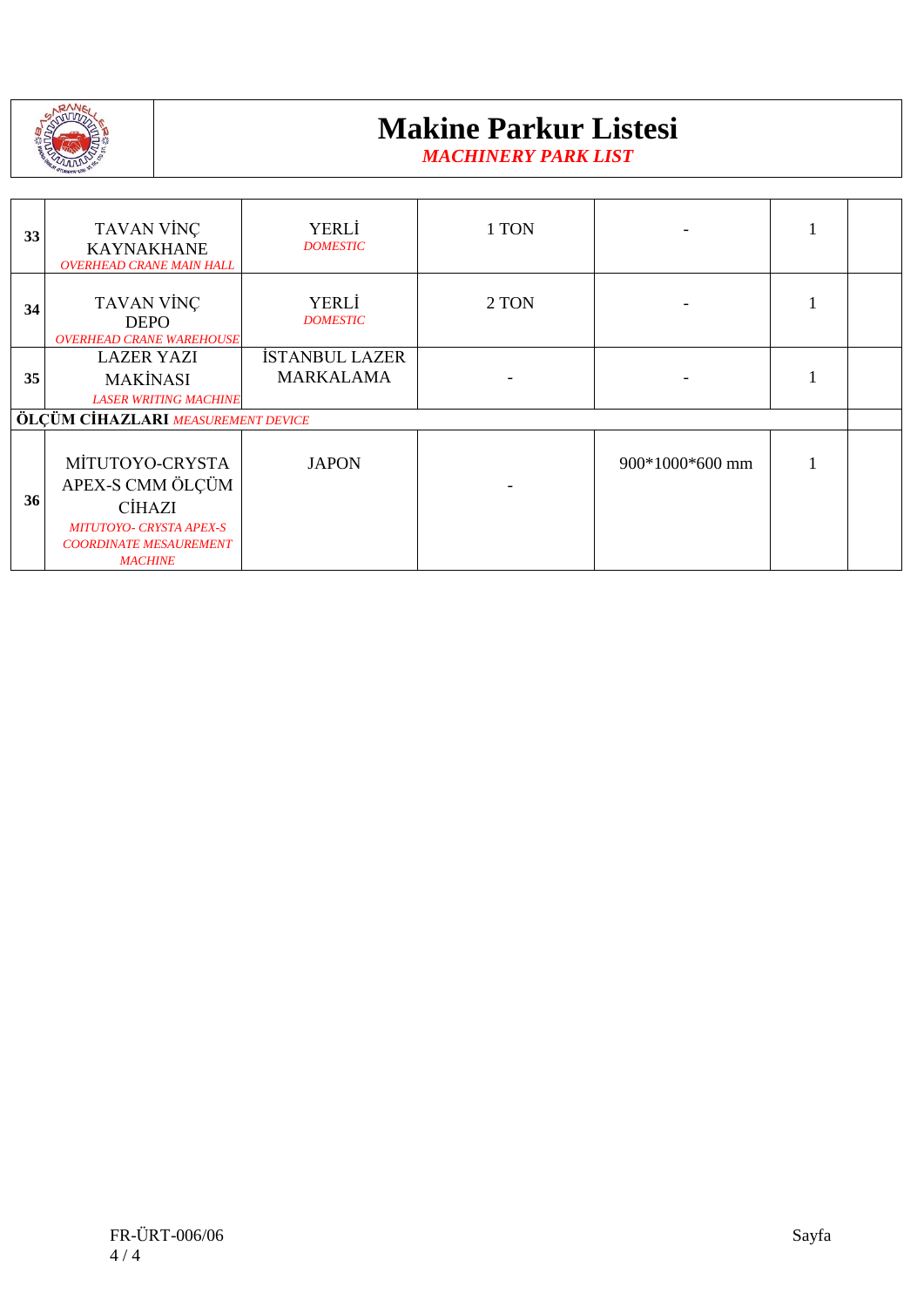# Makine Parkur Listesi

*MACHINERY PARK LIST*

| | | | | | | |
|---|---|---|---|---|---|---|
| **33** | TAVAN VİNÇ KAYNAKHANE *OVERHEAD CRANE MAIN HALL* | YERLİ *DOMESTIC* | 1 TON | - | 1 | |
| **34** | TAVAN VİNÇ DEPO *OVERHEAD CRANE WAREHOUSE* | YERLİ *DOMESTIC* | 2 TON | - | 1 | |
| **35** | LAZER YAZI MAKİNASI *LASER WRITING MACHINE* | İSTANBUL LAZER MARKALAMA | - | - | 1 | |
| **ÖLÇÜM CİHAZLARI** *MEASUREMENT DEVICE* | | | | | | |
| **36** | MİTUTOYO-CRYSTA APEX-S CMM ÖLÇÜM CİHAZI *MITUTOYO- CRYSTA APEX-S COORDINATE MESAUREMENT MACHINE* | JAPON | - | 900*1000*600 mm | 1 | |

FR-ÜRT-006/06